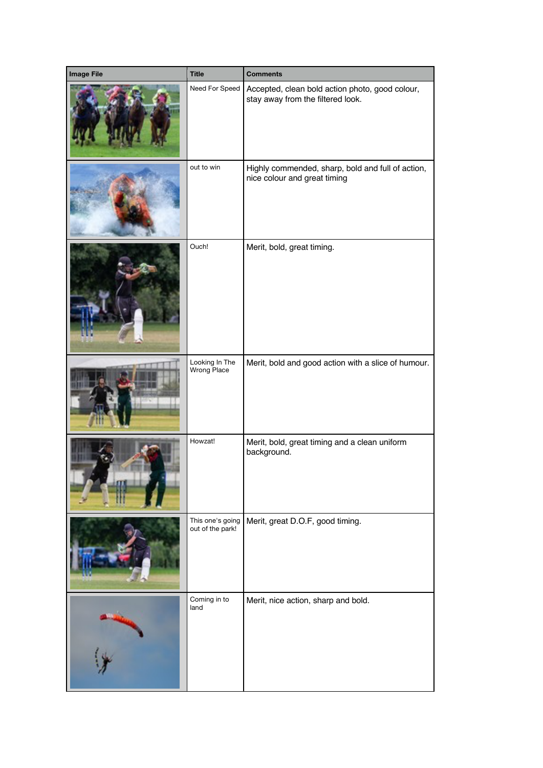| Image File | Title | Comments |
| --- | --- | --- |
| | Need For Speed | Accepted, clean bold action photo, good colour, stay away from the filtered look. |
| | out to win | Highly commended, sharp, bold and full of action, nice colour and great timing |
| | Ouch! | Merit, bold, great timing. |
| | Looking In The Wrong Place | Merit, bold and good action with a slice of humour. |
| | Howzat! | Merit, bold, great timing and a clean uniform background. |
| | This one's going out of the park! | Merit, great D.O.F, good timing. |
| | Coming in to land | Merit, nice action, sharp and bold. |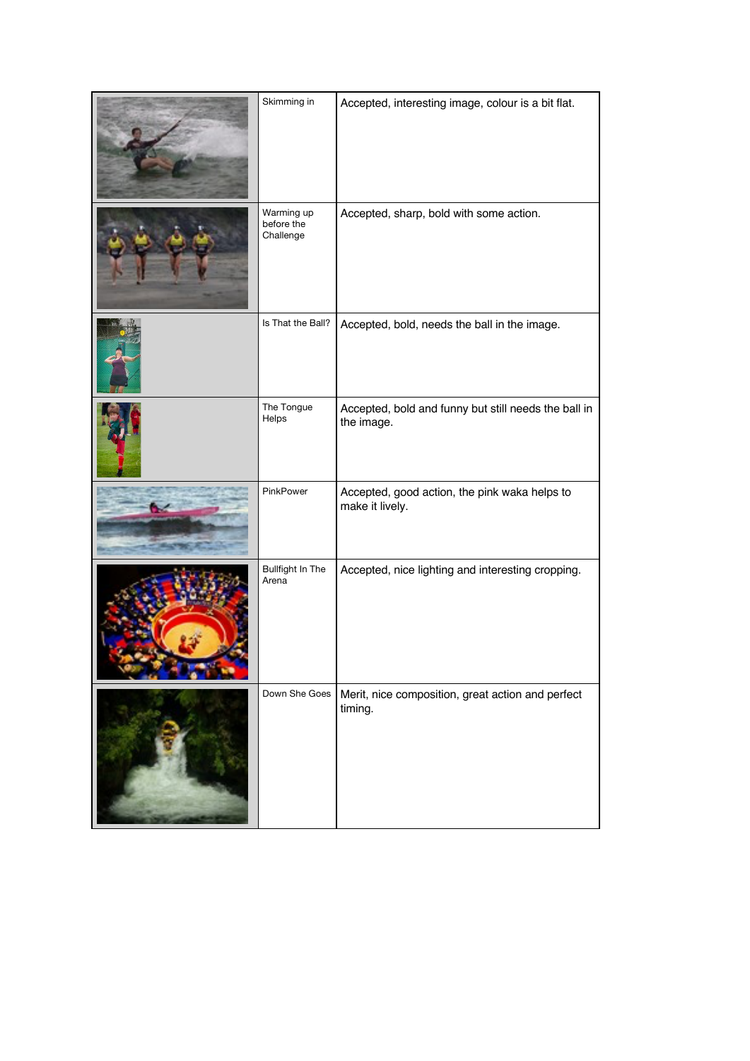| | | |
|---|---|---|
| | Skimming in | Accepted, interesting image, colour is a bit flat. |
| | Warming up before the Challenge | Accepted, sharp, bold with some action. |
| | Is That the Ball? | Accepted, bold, needs the ball in the image. |
| | The Tongue Helps | Accepted, bold and funny but still needs the ball in the image. |
| | PinkPower | Accepted, good action, the pink waka helps to make it lively. |
| | Bullfight In The Arena | Accepted, nice lighting and interesting cropping. |
| | Down She Goes | Merit, nice composition, great action and perfect timing. |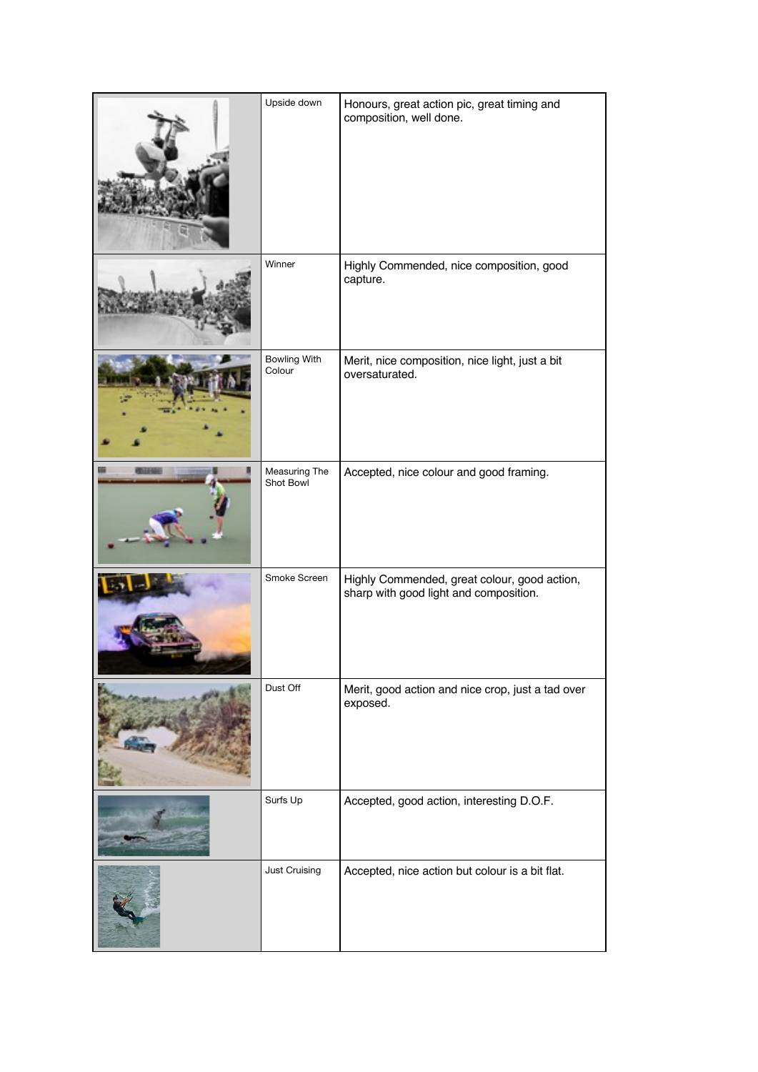| | | |
|---|---|---|
| | Upside down | Honours, great action pic, great timing and composition, well done. |
| | Winner | Highly Commended, nice composition, good capture. |
| | Bowling With Colour | Merit, nice composition, nice light, just a bit oversaturated. |
| | Measuring The Shot Bowl | Accepted, nice colour and good framing. |
| | Smoke Screen | Highly Commended, great colour, good action, sharp with good light and composition. |
| | Dust Off | Merit, good action and nice crop, just a tad over exposed. |
| | Surfs Up | Accepted, good action, interesting D.O.F. |
| | Just Cruising | Accepted, nice action but colour is a bit flat. |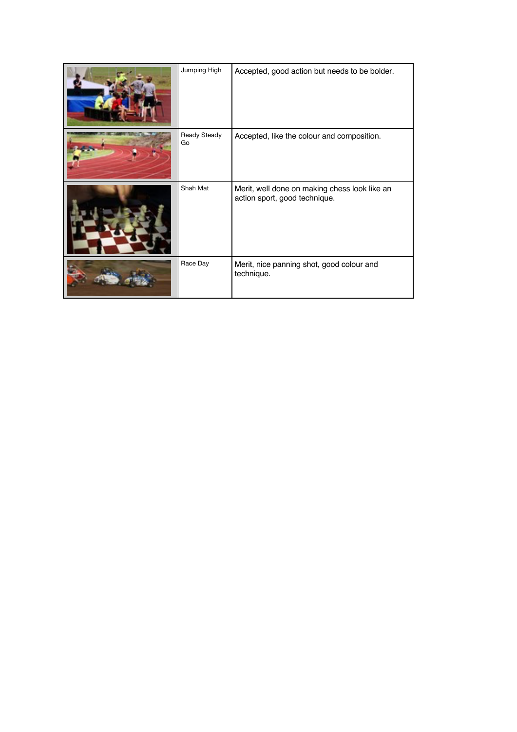| | | |
|---|---|---|
| | Jumping High | Accepted, good action but needs to be bolder. |
| | Ready Steady Go | Accepted, like the colour and composition. |
| | Shah Mat | Merit, well done on making chess look like an action sport, good technique. |
| | Race Day | Merit, nice panning shot, good colour and technique. |